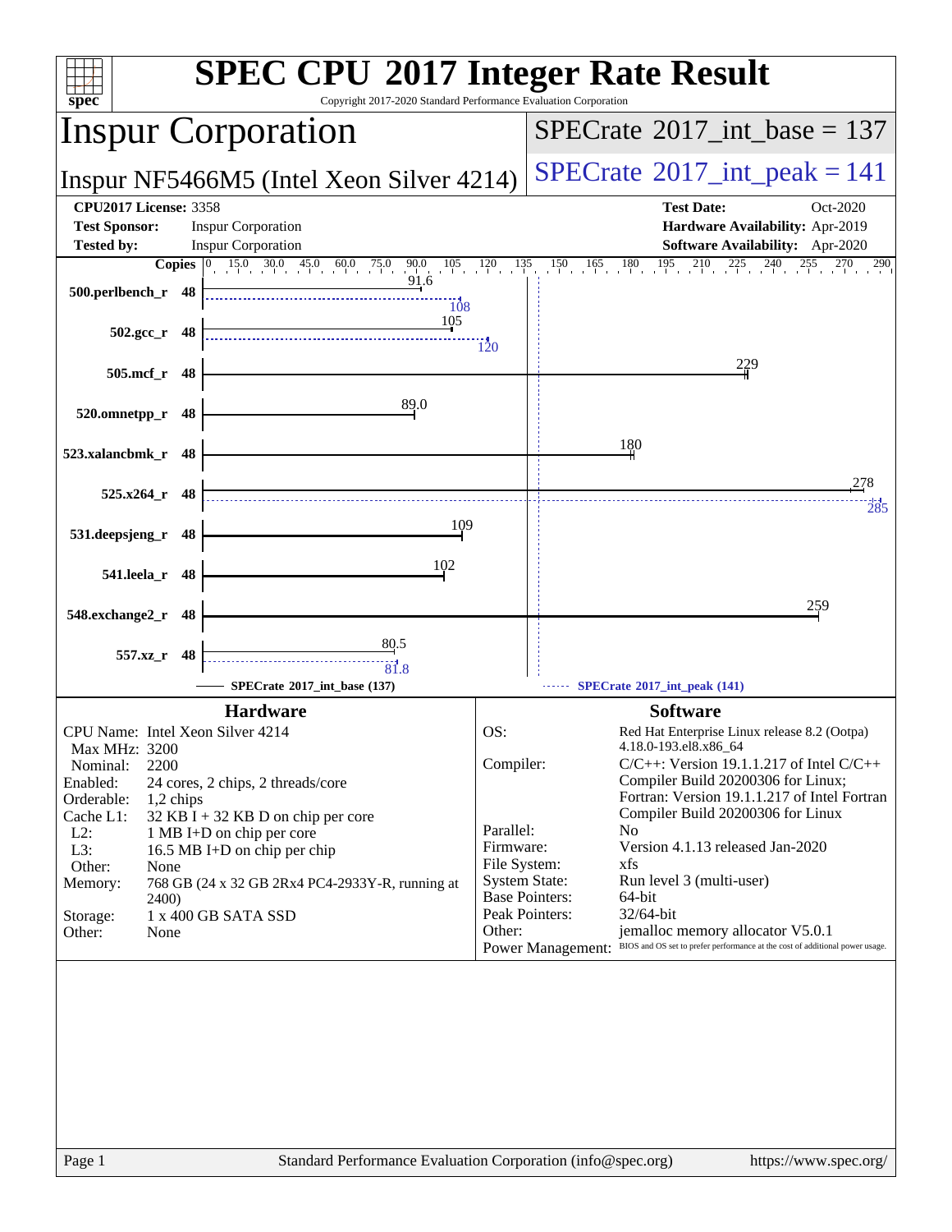# SPEC CPU 2017 Integer Rate Result

Copyright 2017-2020 Standard Performance Evaluation Corporation

## Inspur Corporation

**Inspur NF5466M5 (Intel Xeon Silver 4214)**

SPECrate 2017_int_base = 137

SPECrate 2017_int_peak = 141

| | | | |
|---|---|---|---|
| **CPU2017 License:** | 3358 | **Test Date:** | Oct-2020 |
| **Test Sponsor:** | Inspur Corporation | **Hardware Availability:** | Apr-2019 |
| **Tested by:** | Inspur Corporation | **Software Availability:** | Apr-2020 |

| Benchmark | Copies | Base | Peak |
|---|---|---|---|
| 500.perlbench_r | 48 | 91.6 | 108 |
| 502.gcc_r | 48 | 105 | 120 |
| 505.mcf_r | 48 | 229 | |
| 520.omnetpp_r | 48 | 89.0 | |
| 523.xalancbmk_r | 48 | 180 | |
| 525.x264_r | 48 | 278 | 285 |
| 531.deepsjeng_r | 48 | 109 | |
| 541.leela_r | 48 | 102 | |
| 548.exchange2_r | 48 | 259 | |
| 557.xz_r | 48 | 80.5 | 81.8 |

SPECrate 2017_int_base (137) — SPECrate 2017_int_peak (141)

## Hardware

- **CPU Name:** Intel Xeon Silver 4214
- **Max MHz:** 3200
- **Nominal:** 2200
- **Enabled:** 24 cores, 2 chips, 2 threads/core
- **Orderable:** 1,2 chips
- **Cache L1:** 32 KB I + 32 KB D on chip per core
- **L2:** 1 MB I+D on chip per core
- **L3:** 16.5 MB I+D on chip per chip
- **Other:** None
- **Memory:** 768 GB (24 x 32 GB 2Rx4 PC4-2933Y-R, running at 2400)
- **Storage:** 1 x 400 GB SATA SSD
- **Other:** None

## Software

- **OS:** Red Hat Enterprise Linux release 8.2 (Ootpa) 4.18.0-193.el8.x86_64
- **Compiler:** C/C++: Version 19.1.1.217 of Intel C/C++ Compiler Build 20200306 for Linux; Fortran: Version 19.1.1.217 of Intel Fortran Compiler Build 20200306 for Linux
- **Parallel:** No
- **Firmware:** Version 4.1.13 released Jan-2020
- **File System:** xfs
- **System State:** Run level 3 (multi-user)
- **Base Pointers:** 64-bit
- **Peak Pointers:** 32/64-bit
- **Other:** jemalloc memory allocator V5.0.1
- **Power Management:** BIOS and OS set to prefer performance at the cost of additional power usage.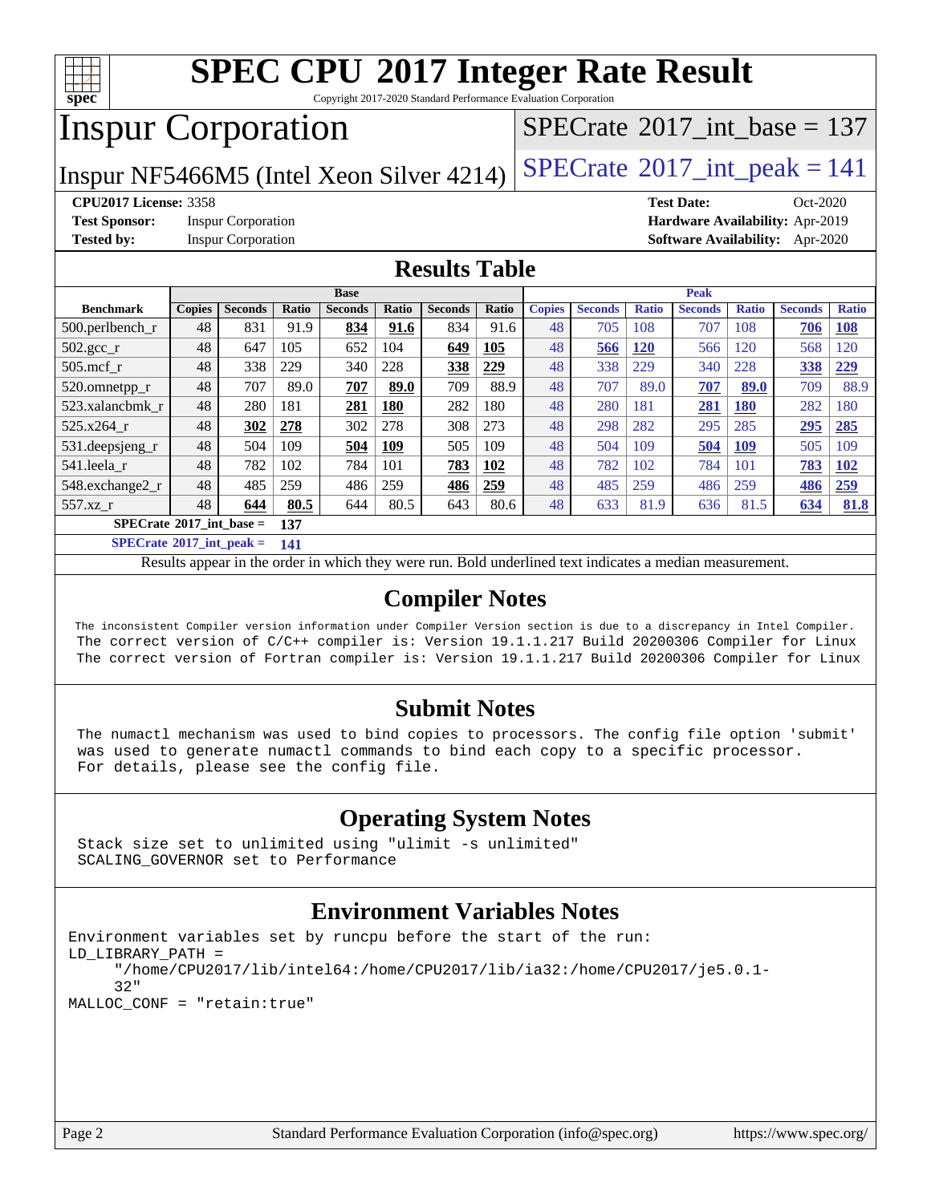# SPEC CPU 2017 Integer Rate Result

Copyright 2017-2020 Standard Performance Evaluation Corporation

# Inspur Corporation

Inspur NF5466M5 (Intel Xeon Silver 4214)

SPECrate 2017_int_base = 137

SPECrate 2017_int_peak = 141

**CPU2017 License:** 3358
**Test Sponsor:** Inspur Corporation
**Tested by:** Inspur Corporation

**Test Date:** Oct-2020
**Hardware Availability:** Apr-2019
**Software Availability:** Apr-2020

## Results Table

| Benchmark | Base | | | | | | | Peak | | | | | | |
|---|---|---|---|---|---|---|---|---|---|---|---|---|---|---|
| | Copies | Seconds | Ratio | Seconds | Ratio | Seconds | Ratio | Copies | Seconds | Ratio | Seconds | Ratio | Seconds | Ratio |
| 500.perlbench_r | 48 | 831 | 91.9 | **834** | **91.6** | 834 | 91.6 | 48 | 705 | 108 | 707 | 108 | **706** | **108** |
| 502.gcc_r | 48 | 647 | 105 | 652 | 104 | **649** | **105** | 48 | **566** | **120** | 566 | 120 | 568 | 120 |
| 505.mcf_r | 48 | 338 | 229 | 340 | 228 | **338** | **229** | 48 | 338 | 229 | 340 | 228 | **338** | **229** |
| 520.omnetpp_r | 48 | 707 | 89.0 | **707** | **89.0** | 709 | 88.9 | 48 | 707 | 89.0 | **707** | **89.0** | 709 | 88.9 |
| 523.xalancbmk_r | 48 | 280 | 181 | **281** | **180** | 282 | 180 | 48 | 280 | 181 | **281** | **180** | 282 | 180 |
| 525.x264_r | 48 | **302** | **278** | 302 | 278 | 308 | 273 | 48 | 298 | 282 | 295 | 285 | **295** | **285** |
| 531.deepsjeng_r | 48 | 504 | 109 | **504** | **109** | 505 | 109 | 48 | 504 | 109 | **504** | **109** | 505 | 109 |
| 541.leela_r | 48 | 782 | 102 | 784 | 101 | **783** | **102** | 48 | 782 | 102 | 784 | 101 | **783** | **102** |
| 548.exchange2_r | 48 | 485 | 259 | 486 | 259 | **486** | **259** | 48 | 485 | 259 | 486 | 259 | **486** | **259** |
| 557.xz_r | 48 | **644** | **80.5** | 644 | 80.5 | 643 | 80.6 | 48 | 633 | 81.9 | 636 | 81.5 | **634** | **81.8** |

**SPECrate 2017_int_base = 137**

**SPECrate 2017_int_peak = 141**

Results appear in the order in which they were run. Bold underlined text indicates a median measurement.

## Compiler Notes

```
The inconsistent Compiler version information under Compiler Version section is due to a discrepancy in Intel Compiler.
The correct version of C/C++ compiler is: Version 19.1.1.217 Build 20200306 Compiler for Linux
The correct version of Fortran compiler is: Version 19.1.1.217 Build 20200306 Compiler for Linux
```

## Submit Notes

```
The numactl mechanism was used to bind copies to processors. The config file option 'submit'
was used to generate numactl commands to bind each copy to a specific processor.
For details, please see the config file.
```

## Operating System Notes

```
Stack size set to unlimited using "ulimit -s unlimited"
SCALING_GOVERNOR set to Performance
```

## Environment Variables Notes

```
Environment variables set by runcpu before the start of the run:
LD_LIBRARY_PATH =
     "/home/CPU2017/lib/intel64:/home/CPU2017/lib/ia32:/home/CPU2017/je5.0.1-
     32"
MALLOC_CONF = "retain:true"
```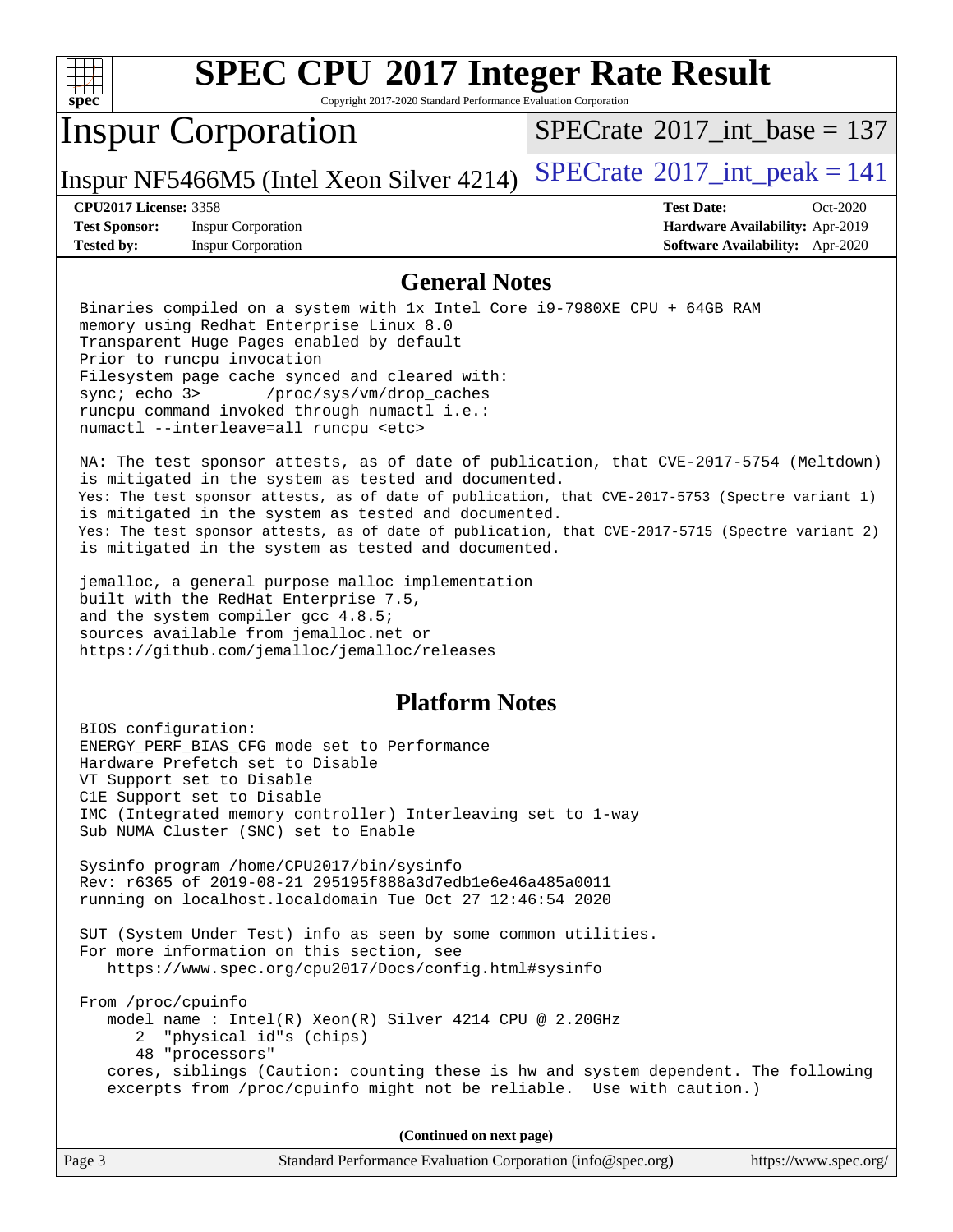# SPEC CPU 2017 Integer Rate Result

Copyright 2017-2020 Standard Performance Evaluation Corporation

## Inspur Corporation

Inspur NF5466M5 (Intel Xeon Silver 4214)

SPECrate 2017_int_base = 137

SPECrate 2017_int_peak = 141

**CPU2017 License:** 3358
**Test Sponsor:** Inspur Corporation
**Tested by:** Inspur Corporation

**Test Date:** Oct-2020
**Hardware Availability:** Apr-2019
**Software Availability:** Apr-2020

## General Notes

```
Binaries compiled on a system with 1x Intel Core i9-7980XE CPU + 64GB RAM
memory using Redhat Enterprise Linux 8.0
Transparent Huge Pages enabled by default
Prior to runcpu invocation
Filesystem page cache synced and cleared with:
sync; echo 3>       /proc/sys/vm/drop_caches
runcpu command invoked through numactl i.e.:
numactl --interleave=all runcpu <etc>

NA: The test sponsor attests, as of date of publication, that CVE-2017-5754 (Meltdown)
is mitigated in the system as tested and documented.
Yes: The test sponsor attests, as of date of publication, that CVE-2017-5753 (Spectre variant 1)
is mitigated in the system as tested and documented.
Yes: The test sponsor attests, as of date of publication, that CVE-2017-5715 (Spectre variant 2)
is mitigated in the system as tested and documented.

jemalloc, a general purpose malloc implementation
built with the RedHat Enterprise 7.5,
and the system compiler gcc 4.8.5;
sources available from jemalloc.net or
https://github.com/jemalloc/jemalloc/releases
```

## Platform Notes

```
BIOS configuration:
ENERGY_PERF_BIAS_CFG mode set to Performance
Hardware Prefetch set to Disable
VT Support set to Disable
C1E Support set to Disable
IMC (Integrated memory controller) Interleaving set to 1-way
Sub NUMA Cluster (SNC) set to Enable

Sysinfo program /home/CPU2017/bin/sysinfo
Rev: r6365 of 2019-08-21 295195f888a3d7edb1e6e46a485a0011
running on localhost.localdomain Tue Oct 27 12:46:54 2020

SUT (System Under Test) info as seen by some common utilities.
For more information on this section, see
   https://www.spec.org/cpu2017/Docs/config.html#sysinfo

From /proc/cpuinfo
   model name : Intel(R) Xeon(R) Silver 4214 CPU @ 2.20GHz
      2  "physical id"s (chips)
      48 "processors"
   cores, siblings (Caution: counting these is hw and system dependent. The following
   excerpts from /proc/cpuinfo might not be reliable.  Use with caution.)
```

**(Continued on next page)**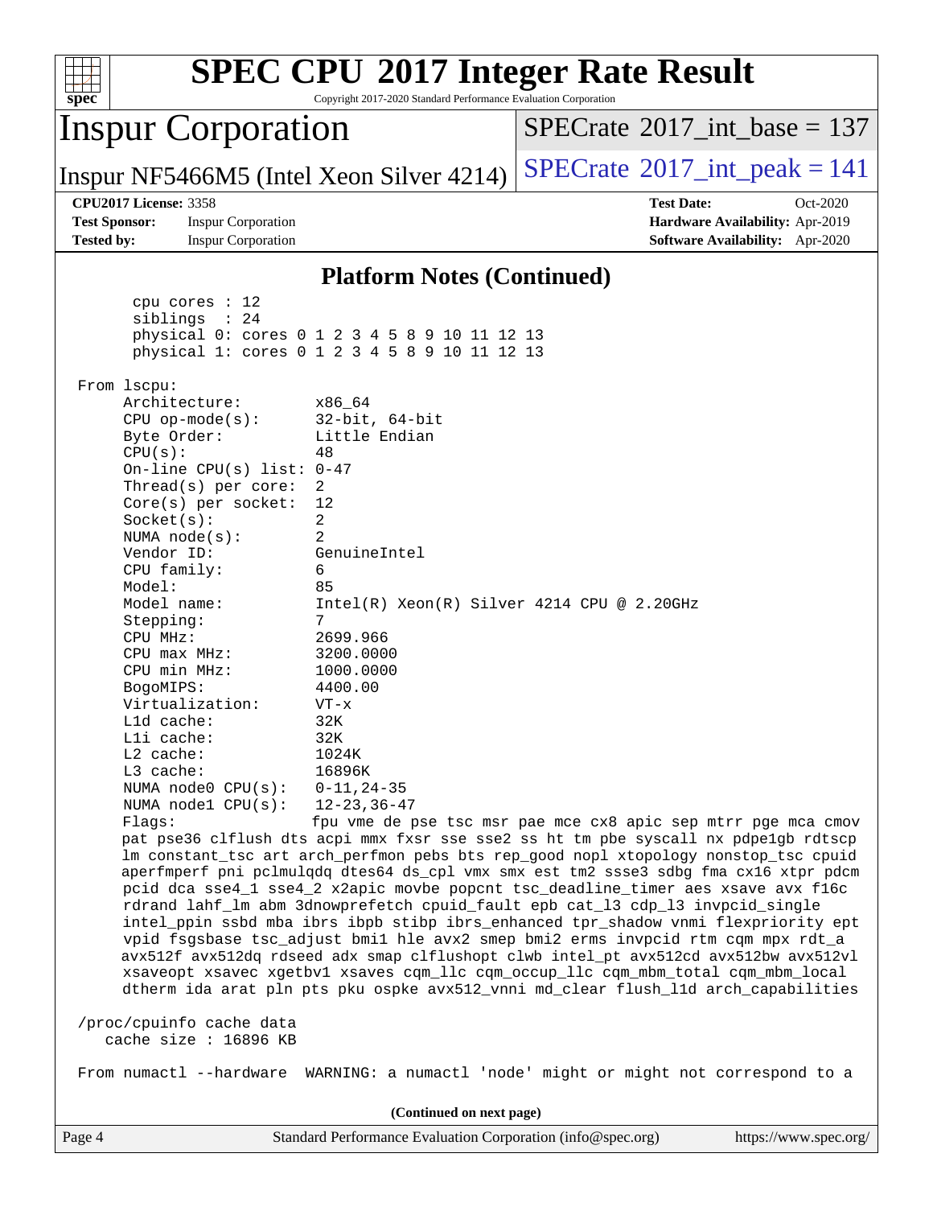# SPEC CPU 2017 Integer Rate Result

Copyright 2017-2020 Standard Performance Evaluation Corporation

**Inspur Corporation**

**Inspur NF5466M5 (Intel Xeon Silver 4214)**

SPECrate 2017_int_base = 137

SPECrate 2017_int_peak = 141

| | | | |
|---|---|---|---|
| **CPU2017 License:** | 3358 | **Test Date:** | Oct-2020 |
| **Test Sponsor:** | Inspur Corporation | **Hardware Availability:** | Apr-2019 |
| **Tested by:** | Inspur Corporation | **Software Availability:** | Apr-2020 |

## Platform Notes (Continued)

```
       cpu cores : 12
       siblings  : 24
       physical 0: cores 0 1 2 3 4 5 8 9 10 11 12 13
       physical 1: cores 0 1 2 3 4 5 8 9 10 11 12 13

 From lscpu:
      Architecture:        x86_64
      CPU op-mode(s):      32-bit, 64-bit
      Byte Order:          Little Endian
      CPU(s):              48
      On-line CPU(s) list: 0-47
      Thread(s) per core:  2
      Core(s) per socket:  12
      Socket(s):           2
      NUMA node(s):        2
      Vendor ID:           GenuineIntel
      CPU family:          6
      Model:               85
      Model name:          Intel(R) Xeon(R) Silver 4214 CPU @ 2.20GHz
      Stepping:            7
      CPU MHz:             2699.966
      CPU max MHz:         3200.0000
      CPU min MHz:         1000.0000
      BogoMIPS:            4400.00
      Virtualization:      VT-x
      L1d cache:           32K
      L1i cache:           32K
      L2 cache:            1024K
      L3 cache:            16896K
      NUMA node0 CPU(s):   0-11,24-35
      NUMA node1 CPU(s):   12-23,36-47
      Flags:               fpu vme de pse tsc msr pae mce cx8 apic sep mtrr pge mca cmov
      pat pse36 clflush dts acpi mmx fxsr sse sse2 ss ht tm pbe syscall nx pdpe1gb rdtscp
      lm constant_tsc art arch_perfmon pebs bts rep_good nopl xtopology nonstop_tsc cpuid
      aperfmperf pni pclmulqdq dtes64 ds_cpl vmx smx est tm2 ssse3 sdbg fma cx16 xtpr pdcm
      pcid dca sse4_1 sse4_2 x2apic movbe popcnt tsc_deadline_timer aes xsave avx f16c
      rdrand lahf_lm abm 3dnowprefetch cpuid_fault epb cat_l3 cdp_l3 invpcid_single
      intel_ppin ssbd mba ibrs ibpb stibp ibrs_enhanced tpr_shadow vnmi flexpriority ept
      vpid fsgsbase tsc_adjust bmi1 hle avx2 smep bmi2 erms invpcid rtm cqm mpx rdt_a
      avx512f avx512dq rdseed adx smap clflushopt clwb intel_pt avx512cd avx512bw avx512vl
      xsaveopt xsavec xgetbv1 xsaves cqm_llc cqm_occup_llc cqm_mbm_total cqm_mbm_local
      dtherm ida arat pln pts pku ospke avx512_vnni md_clear flush_l1d arch_capabilities

 /proc/cpuinfo cache data
    cache size : 16896 KB

 From numactl --hardware  WARNING: a numactl 'node' might or might not correspond to a
```

(Continued on next page)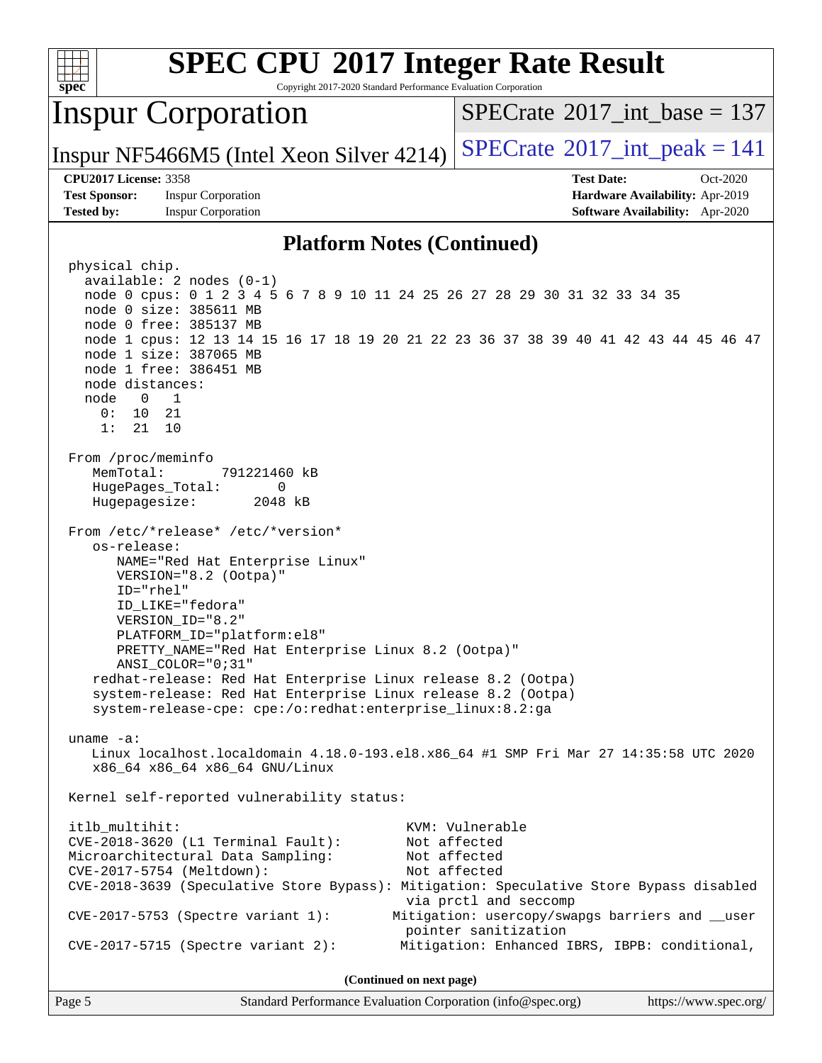# SPEC CPU 2017 Integer Rate Result

Copyright 2017-2020 Standard Performance Evaluation Corporation

## Inspur Corporation

Inspur NF5466M5 (Intel Xeon Silver 4214)

SPECrate 2017_int_base = 137

SPECrate 2017_int_peak = 141

**CPU2017 License:** 3358
**Test Sponsor:** Inspur Corporation
**Tested by:** Inspur Corporation

**Test Date:** Oct-2020
**Hardware Availability:** Apr-2019
**Software Availability:** Apr-2020

### Platform Notes (Continued)

```
physical chip.
  available: 2 nodes (0-1)
  node 0 cpus: 0 1 2 3 4 5 6 7 8 9 10 11 24 25 26 27 28 29 30 31 32 33 34 35
  node 0 size: 385611 MB
  node 0 free: 385137 MB
  node 1 cpus: 12 13 14 15 16 17 18 19 20 21 22 23 36 37 38 39 40 41 42 43 44 45 46 47
  node 1 size: 387065 MB
  node 1 free: 386451 MB
  node distances:
  node   0   1
    0:  10  21
    1:  21  10

From /proc/meminfo
   MemTotal:       791221460 kB
   HugePages_Total:       0
   Hugepagesize:       2048 kB

From /etc/*release* /etc/*version*
   os-release:
      NAME="Red Hat Enterprise Linux"
      VERSION="8.2 (Ootpa)"
      ID="rhel"
      ID_LIKE="fedora"
      VERSION_ID="8.2"
      PLATFORM_ID="platform:el8"
      PRETTY_NAME="Red Hat Enterprise Linux 8.2 (Ootpa)"
      ANSI_COLOR="0;31"
   redhat-release: Red Hat Enterprise Linux release 8.2 (Ootpa)
   system-release: Red Hat Enterprise Linux release 8.2 (Ootpa)
   system-release-cpe: cpe:/o:redhat:enterprise_linux:8.2:ga

uname -a:
   Linux localhost.localdomain 4.18.0-193.el8.x86_64 #1 SMP Fri Mar 27 14:35:58 UTC 2020
   x86_64 x86_64 x86_64 GNU/Linux

Kernel self-reported vulnerability status:

itlb_multihit:                                   KVM: Vulnerable
CVE-2018-3620 (L1 Terminal Fault):               Not affected
Microarchitectural Data Sampling:                Not affected
CVE-2017-5754 (Meltdown):                        Not affected
CVE-2018-3639 (Speculative Store Bypass): Mitigation: Speculative Store Bypass disabled
                                                 via prctl and seccomp
CVE-2017-5753 (Spectre variant 1):              Mitigation: usercopy/swapgs barriers and __user
                                                 pointer sanitization
CVE-2017-5715 (Spectre variant 2):               Mitigation: Enhanced IBRS, IBPB: conditional,
```

(Continued on next page)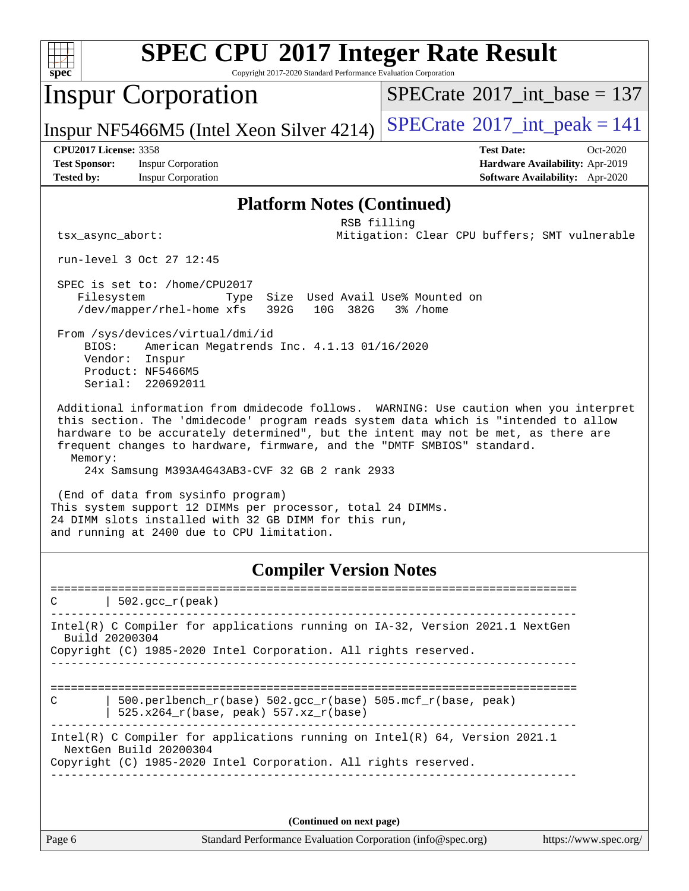# SPEC CPU 2017 Integer Rate Result

Copyright 2017-2020 Standard Performance Evaluation Corporation

## Inspur Corporation

Inspur NF5466M5 (Intel Xeon Silver 4214)

SPECrate 2017_int_base = 137

SPECrate 2017_int_peak = 141

**CPU2017 License:** 3358
**Test Sponsor:** Inspur Corporation
**Tested by:** Inspur Corporation

**Test Date:** Oct-2020
**Hardware Availability:** Apr-2019
**Software Availability:** Apr-2020

### Platform Notes (Continued)

```
                                           RSB filling
 tsx_async_abort:                          Mitigation: Clear CPU buffers; SMT vulnerable

 run-level 3 Oct 27 12:45

 SPEC is set to: /home/CPU2017
    Filesystem            Type  Size  Used Avail Use% Mounted on
    /dev/mapper/rhel-home xfs   392G   10G  382G   3% /home

 From /sys/devices/virtual/dmi/id
     BIOS:    American Megatrends Inc. 4.1.13 01/16/2020
     Vendor:  Inspur
     Product: NF5466M5
     Serial:  220692011

 Additional information from dmidecode follows.  WARNING: Use caution when you interpret
 this section. The 'dmidecode' program reads system data which is "intended to allow
 hardware to be accurately determined", but the intent may not be met, as there are
 frequent changes to hardware, firmware, and the "DMTF SMBIOS" standard.
   Memory:
      24x Samsung M393A4G43AB3-CVF 32 GB 2 rank 2933

 (End of data from sysinfo program)
This system support 12 DIMMs per processor, total 24 DIMMs.
24 DIMM slots installed with 32 GB DIMM for this run,
and running at 2400 due to CPU limitation.
```

### Compiler Version Notes

```
==============================================================================
C       | 502.gcc_r(peak)
------------------------------------------------------------------------------
Intel(R) C Compiler for applications running on IA-32, Version 2021.1 NextGen
  Build 20200304
Copyright (C) 1985-2020 Intel Corporation. All rights reserved.
------------------------------------------------------------------------------

==============================================================================
C       | 500.perlbench_r(base) 502.gcc_r(base) 505.mcf_r(base, peak)
        | 525.x264_r(base, peak) 557.xz_r(base)
------------------------------------------------------------------------------
Intel(R) C Compiler for applications running on Intel(R) 64, Version 2021.1
  NextGen Build 20200304
Copyright (C) 1985-2020 Intel Corporation. All rights reserved.
------------------------------------------------------------------------------
```

(Continued on next page)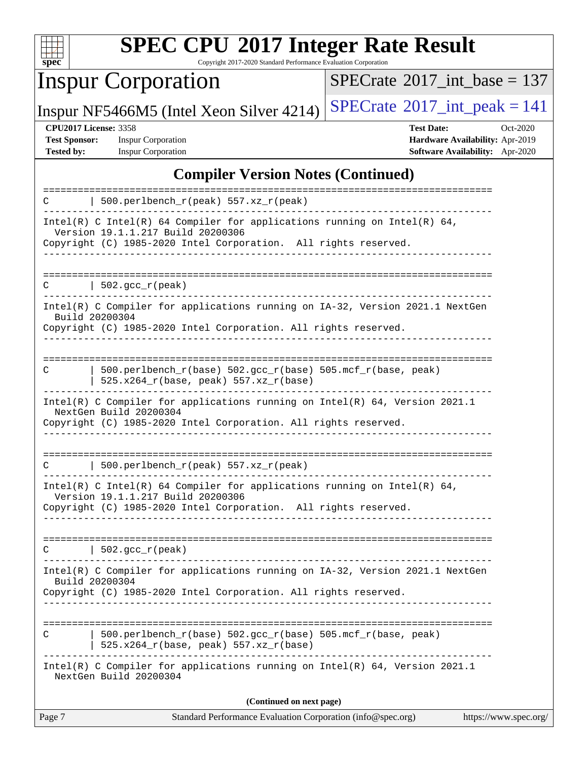## Compiler Version Notes (Continued)

```
==============================================================================
C       | 500.perlbench_r(peak) 557.xz_r(peak)
------------------------------------------------------------------------------
Intel(R) C Intel(R) 64 Compiler for applications running on Intel(R) 64,
  Version 19.1.1.217 Build 20200306
Copyright (C) 1985-2020 Intel Corporation.  All rights reserved.
------------------------------------------------------------------------------

==============================================================================
C       | 502.gcc_r(peak)
------------------------------------------------------------------------------
Intel(R) C Compiler for applications running on IA-32, Version 2021.1 NextGen
  Build 20200304
Copyright (C) 1985-2020 Intel Corporation. All rights reserved.
------------------------------------------------------------------------------

==============================================================================
C       | 500.perlbench_r(base) 502.gcc_r(base) 505.mcf_r(base, peak)
        | 525.x264_r(base, peak) 557.xz_r(base)
------------------------------------------------------------------------------
Intel(R) C Compiler for applications running on Intel(R) 64, Version 2021.1
  NextGen Build 20200304
Copyright (C) 1985-2020 Intel Corporation. All rights reserved.
------------------------------------------------------------------------------

==============================================================================
C       | 500.perlbench_r(peak) 557.xz_r(peak)
------------------------------------------------------------------------------
Intel(R) C Intel(R) 64 Compiler for applications running on Intel(R) 64,
  Version 19.1.1.217 Build 20200306
Copyright (C) 1985-2020 Intel Corporation.  All rights reserved.
------------------------------------------------------------------------------

==============================================================================
C       | 502.gcc_r(peak)
------------------------------------------------------------------------------
Intel(R) C Compiler for applications running on IA-32, Version 2021.1 NextGen
  Build 20200304
Copyright (C) 1985-2020 Intel Corporation. All rights reserved.
------------------------------------------------------------------------------

==============================================================================
C       | 500.perlbench_r(base) 502.gcc_r(base) 505.mcf_r(base, peak)
        | 525.x264_r(base, peak) 557.xz_r(base)
------------------------------------------------------------------------------
Intel(R) C Compiler for applications running on Intel(R) 64, Version 2021.1
  NextGen Build 20200304
```

(Continued on next page)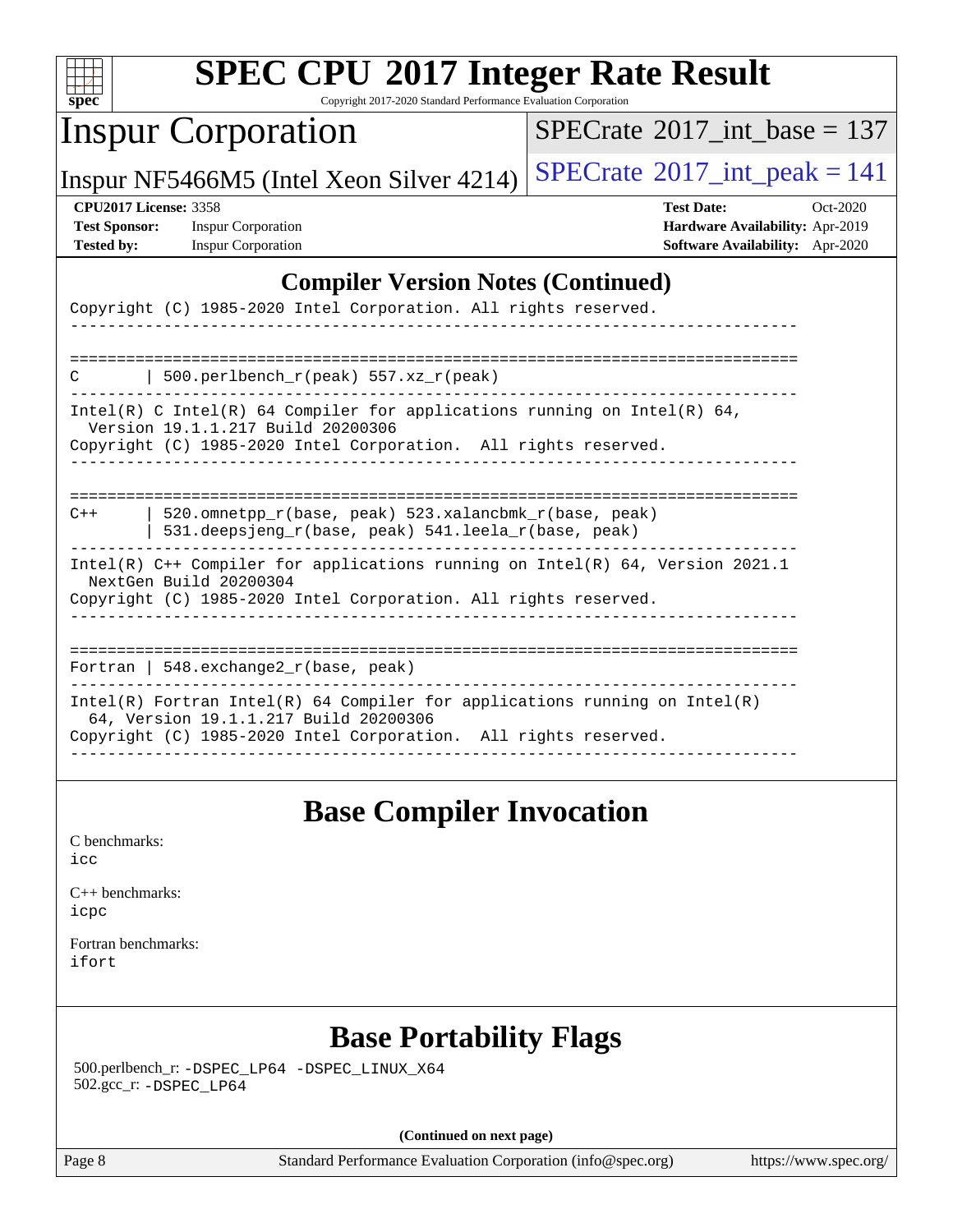## Compiler Version Notes (Continued)

```
Copyright (C) 1985-2020 Intel Corporation. All rights reserved.
------------------------------------------------------------------------------

==============================================================================
C       | 500.perlbench_r(peak) 557.xz_r(peak)
------------------------------------------------------------------------------
Intel(R) C Intel(R) 64 Compiler for applications running on Intel(R) 64,
  Version 19.1.1.217 Build 20200306
Copyright (C) 1985-2020 Intel Corporation.  All rights reserved.
------------------------------------------------------------------------------

==============================================================================
C++     | 520.omnetpp_r(base, peak) 523.xalancbmk_r(base, peak)
        | 531.deepsjeng_r(base, peak) 541.leela_r(base, peak)
------------------------------------------------------------------------------
Intel(R) C++ Compiler for applications running on Intel(R) 64, Version 2021.1
  NextGen Build 20200304
Copyright (C) 1985-2020 Intel Corporation. All rights reserved.
------------------------------------------------------------------------------

==============================================================================
Fortran | 548.exchange2_r(base, peak)
------------------------------------------------------------------------------
Intel(R) Fortran Intel(R) 64 Compiler for applications running on Intel(R)
  64, Version 19.1.1.217 Build 20200306
Copyright (C) 1985-2020 Intel Corporation.  All rights reserved.
------------------------------------------------------------------------------
```

## Base Compiler Invocation

C benchmarks:
icc

C++ benchmarks:
icpc

Fortran benchmarks:
ifort

## Base Portability Flags

500.perlbench_r: -DSPEC_LP64 -DSPEC_LINUX_X64
502.gcc_r: -DSPEC_LP64

**(Continued on next page)**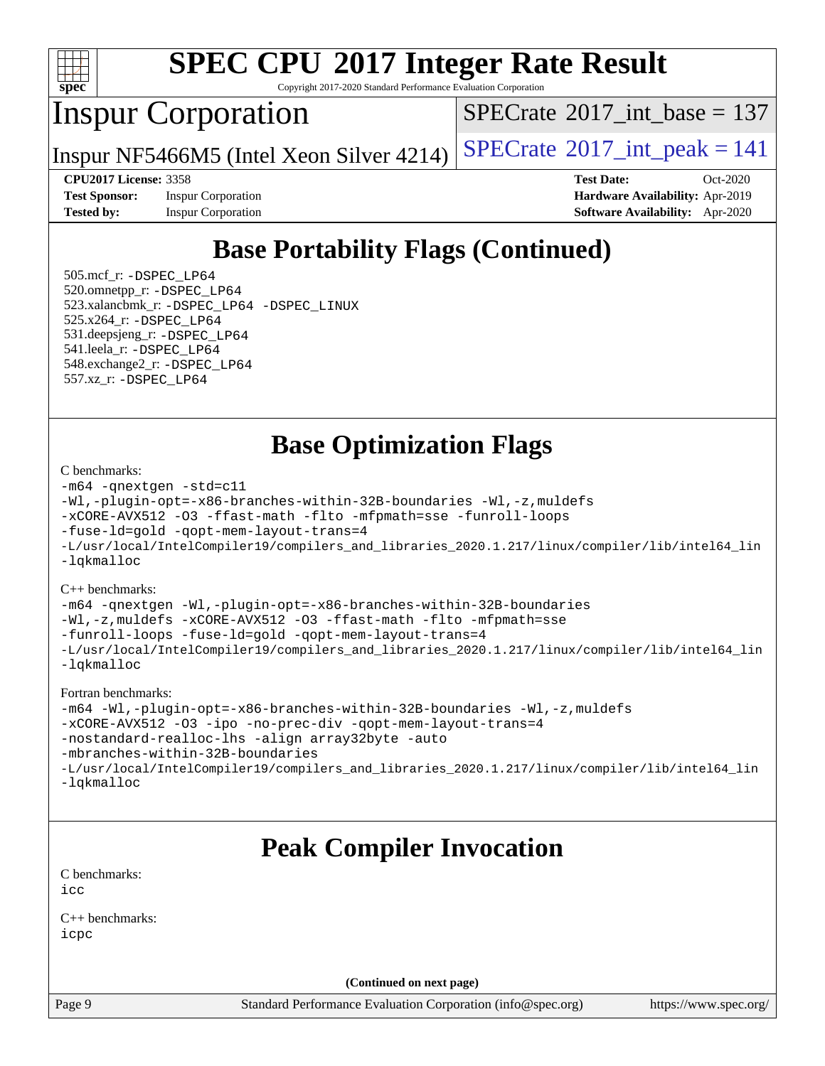## Base Portability Flags (Continued)

505.mcf_r: -DSPEC_LP64
520.omnetpp_r: -DSPEC_LP64
523.xalancbmk_r: -DSPEC_LP64 -DSPEC_LINUX
525.x264_r: -DSPEC_LP64
531.deepsjeng_r: -DSPEC_LP64
541.leela_r: -DSPEC_LP64
548.exchange2_r: -DSPEC_LP64
557.xz_r: -DSPEC_LP64

## Base Optimization Flags

C benchmarks:

```
-m64 -qnextgen -std=c11
-Wl,-plugin-opt=-x86-branches-within-32B-boundaries -Wl,-z,muldefs
-xCORE-AVX512 -O3 -ffast-math -flto -mfpmath=sse -funroll-loops
-fuse-ld=gold -qopt-mem-layout-trans=4
-L/usr/local/IntelCompiler19/compilers_and_libraries_2020.1.217/linux/compiler/lib/intel64_lin
-lqkmalloc
```

C++ benchmarks:

```
-m64 -qnextgen -Wl,-plugin-opt=-x86-branches-within-32B-boundaries
-Wl,-z,muldefs -xCORE-AVX512 -O3 -ffast-math -flto -mfpmath=sse
-funroll-loops -fuse-ld=gold -qopt-mem-layout-trans=4
-L/usr/local/IntelCompiler19/compilers_and_libraries_2020.1.217/linux/compiler/lib/intel64_lin
-lqkmalloc
```

Fortran benchmarks:

```
-m64 -Wl,-plugin-opt=-x86-branches-within-32B-boundaries -Wl,-z,muldefs
-xCORE-AVX512 -O3 -ipo -no-prec-div -qopt-mem-layout-trans=4
-nostandard-realloc-lhs -align array32byte -auto
-mbranches-within-32B-boundaries
-L/usr/local/IntelCompiler19/compilers_and_libraries_2020.1.217/linux/compiler/lib/intel64_lin
-lqkmalloc
```

## Peak Compiler Invocation

C benchmarks:
icc

C++ benchmarks:
icpc

(Continued on next page)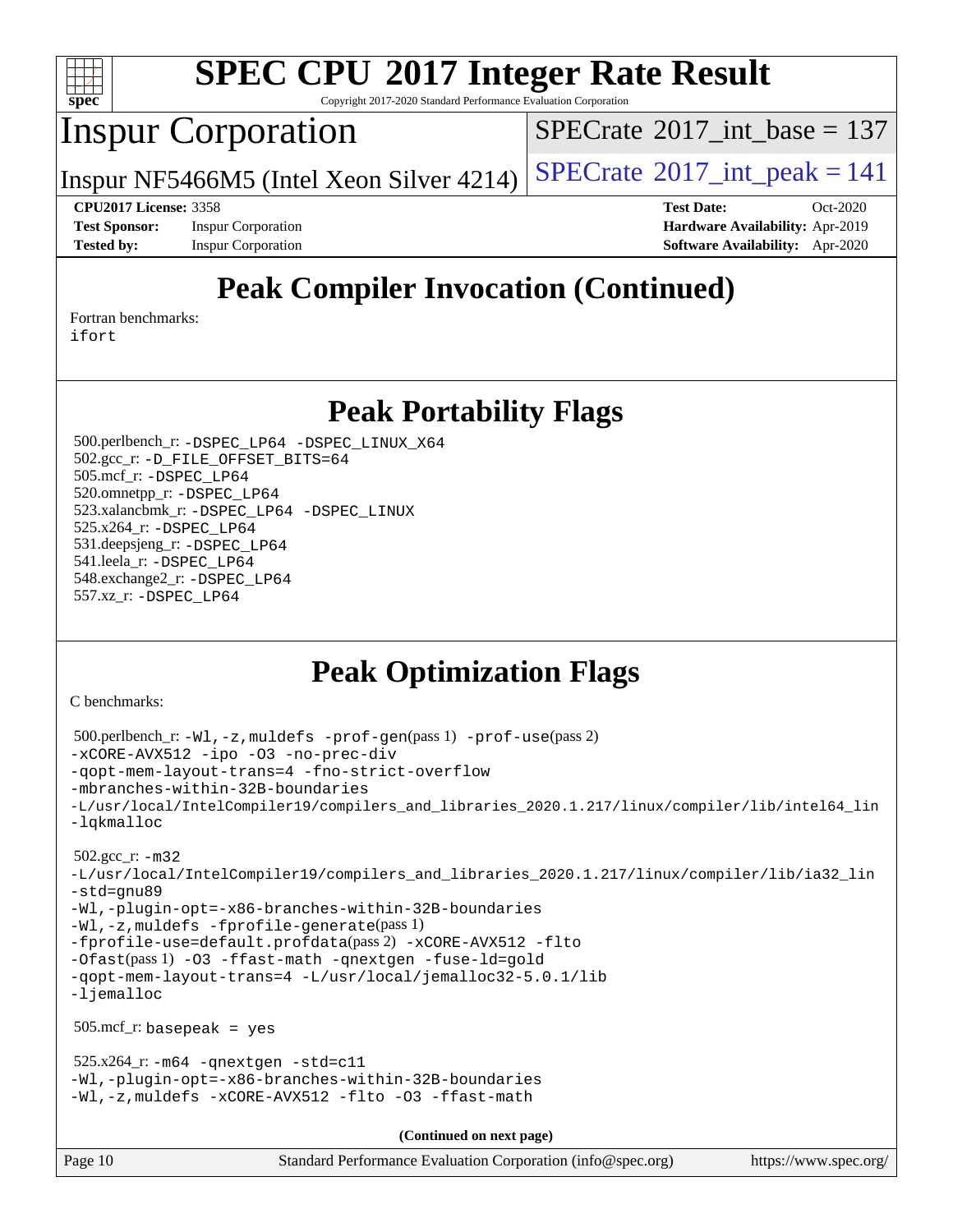# SPEC CPU 2017 Integer Rate Result

Copyright 2017-2020 Standard Performance Evaluation Corporation

## Inspur Corporation

Inspur NF5466M5 (Intel Xeon Silver 4214)

SPECrate 2017_int_base = 137

SPECrate 2017_int_peak = 141

**CPU2017 License:** 3358
**Test Sponsor:** Inspur Corporation
**Tested by:** Inspur Corporation

**Test Date:** Oct-2020
**Hardware Availability:** Apr-2019
**Software Availability:** Apr-2020

## Peak Compiler Invocation (Continued)

Fortran benchmarks:
ifort

## Peak Portability Flags

500.perlbench_r: -DSPEC_LP64 -DSPEC_LINUX_X64
502.gcc_r: -D_FILE_OFFSET_BITS=64
505.mcf_r: -DSPEC_LP64
520.omnetpp_r: -DSPEC_LP64
523.xalancbmk_r: -DSPEC_LP64 -DSPEC_LINUX
525.x264_r: -DSPEC_LP64
531.deepsjeng_r: -DSPEC_LP64
541.leela_r: -DSPEC_LP64
548.exchange2_r: -DSPEC_LP64
557.xz_r: -DSPEC_LP64

## Peak Optimization Flags

C benchmarks:

500.perlbench_r: -Wl,-z,muldefs -prof-gen(pass 1) -prof-use(pass 2)
-xCORE-AVX512 -ipo -O3 -no-prec-div
-qopt-mem-layout-trans=4 -fno-strict-overflow
-mbranches-within-32B-boundaries
-L/usr/local/IntelCompiler19/compilers_and_libraries_2020.1.217/linux/compiler/lib/intel64_lin
-lqkmalloc

502.gcc_r: -m32
-L/usr/local/IntelCompiler19/compilers_and_libraries_2020.1.217/linux/compiler/lib/ia32_lin
-std=gnu89
-Wl,-plugin-opt=-x86-branches-within-32B-boundaries
-Wl,-z,muldefs -fprofile-generate(pass 1)
-fprofile-use=default.profdata(pass 2) -xCORE-AVX512 -flto
-Ofast(pass 1) -O3 -ffast-math -qnextgen -fuse-ld=gold
-qopt-mem-layout-trans=4 -L/usr/local/jemalloc32-5.0.1/lib
-ljemalloc

505.mcf_r: basepeak = yes

525.x264_r: -m64 -qnextgen -std=c11
-Wl,-plugin-opt=-x86-branches-within-32B-boundaries
-Wl,-z,muldefs -xCORE-AVX512 -flto -O3 -ffast-math

**(Continued on next page)**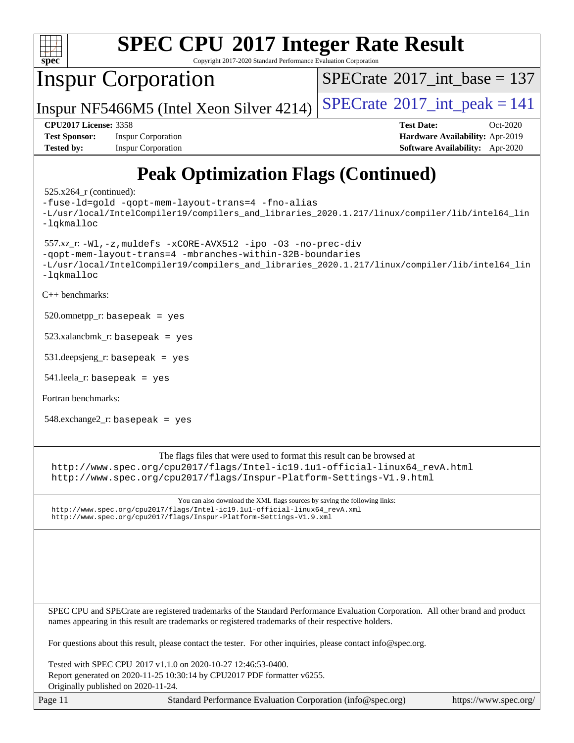# Peak Optimization Flags (Continued)

525.x264_r (continued):
```
-fuse-ld=gold -qopt-mem-layout-trans=4 -fno-alias
-L/usr/local/IntelCompiler19/compilers_and_libraries_2020.1.217/linux/compiler/lib/intel64_lin
-lqkmalloc
```

557.xz_r:
```
-Wl,-z,muldefs -xCORE-AVX512 -ipo -O3 -no-prec-div
-qopt-mem-layout-trans=4 -mbranches-within-32B-boundaries
-L/usr/local/IntelCompiler19/compilers_and_libraries_2020.1.217/linux/compiler/lib/intel64_lin
-lqkmalloc
```

C++ benchmarks:

520.omnetpp_r: `basepeak = yes`

523.xalancbmk_r: `basepeak = yes`

531.deepsjeng_r: `basepeak = yes`

541.leela_r: `basepeak = yes`

Fortran benchmarks:

548.exchange2_r: `basepeak = yes`

The flags files that were used to format this result can be browsed at
http://www.spec.org/cpu2017/flags/Intel-ic19.1u1-official-linux64_revA.html
http://www.spec.org/cpu2017/flags/Inspur-Platform-Settings-V1.9.html

You can also download the XML flags sources by saving the following links:
http://www.spec.org/cpu2017/flags/Intel-ic19.1u1-official-linux64_revA.xml
http://www.spec.org/cpu2017/flags/Inspur-Platform-Settings-V1.9.xml

SPEC CPU and SPECrate are registered trademarks of the Standard Performance Evaluation Corporation. All other brand and product names appearing in this result are trademarks or registered trademarks of their respective holders.

For questions about this result, please contact the tester. For other inquiries, please contact info@spec.org.

Tested with SPEC CPU 2017 v1.1.0 on 2020-10-27 12:46:53-0400.
Report generated on 2020-11-25 10:30:14 by CPU2017 PDF formatter v6255.
Originally published on 2020-11-24.